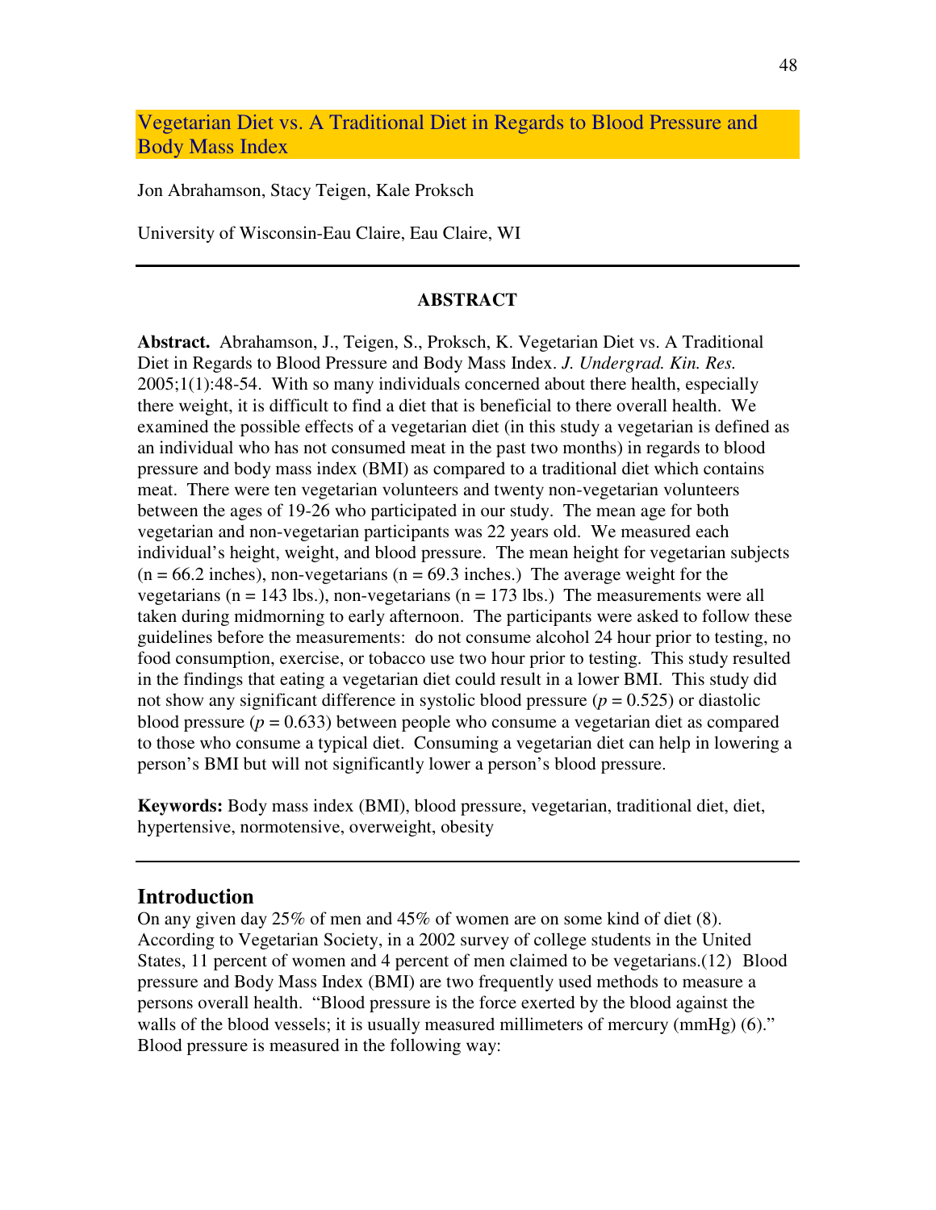# Vegetarian Diet vs. A Traditional Diet in Regards to Blood Pressure and Body Mass Index

Jon Abrahamson, Stacy Teigen, Kale Proksch

University of Wisconsin-Eau Claire, Eau Claire, WI

---

## ABSTRACT

**Abstract.** Abrahamson, J., Teigen, S., Proksch, K. Vegetarian Diet vs. A Traditional Diet in Regards to Blood Pressure and Body Mass Index. *J. Undergrad. Kin. Res.* 2005;1(1):48-54. With so many individuals concerned about there health, especially there weight, it is difficult to find a diet that is beneficial to there overall health. We examined the possible effects of a vegetarian diet (in this study a vegetarian is defined as an individual who has not consumed meat in the past two months) in regards to blood pressure and body mass index (BMI) as compared to a traditional diet which contains meat. There were ten vegetarian volunteers and twenty non-vegetarian volunteers between the ages of 19-26 who participated in our study. The mean age for both vegetarian and non-vegetarian participants was 22 years old. We measured each individual's height, weight, and blood pressure. The mean height for vegetarian subjects (n = 66.2 inches), non-vegetarians (n = 69.3 inches.) The average weight for the vegetarians (n = 143 lbs.), non-vegetarians (n = 173 lbs.) The measurements were all taken during midmorning to early afternoon. The participants were asked to follow these guidelines before the measurements: do not consume alcohol 24 hour prior to testing, no food consumption, exercise, or tobacco use two hour prior to testing. This study resulted in the findings that eating a vegetarian diet could result in a lower BMI. This study did not show any significant difference in systolic blood pressure ($p = 0.525$) or diastolic blood pressure ($p = 0.633$) between people who consume a vegetarian diet as compared to those who consume a typical diet. Consuming a vegetarian diet can help in lowering a person's BMI but will not significantly lower a person's blood pressure.

**Keywords:** Body mass index (BMI), blood pressure, vegetarian, traditional diet, diet, hypertensive, normotensive, overweight, obesity

---

## Introduction

On any given day 25% of men and 45% of women are on some kind of diet (8). According to Vegetarian Society, in a 2002 survey of college students in the United States, 11 percent of women and 4 percent of men claimed to be vegetarians.(12) Blood pressure and Body Mass Index (BMI) are two frequently used methods to measure a persons overall health. "Blood pressure is the force exerted by the blood against the walls of the blood vessels; it is usually measured millimeters of mercury (mmHg) (6)." Blood pressure is measured in the following way: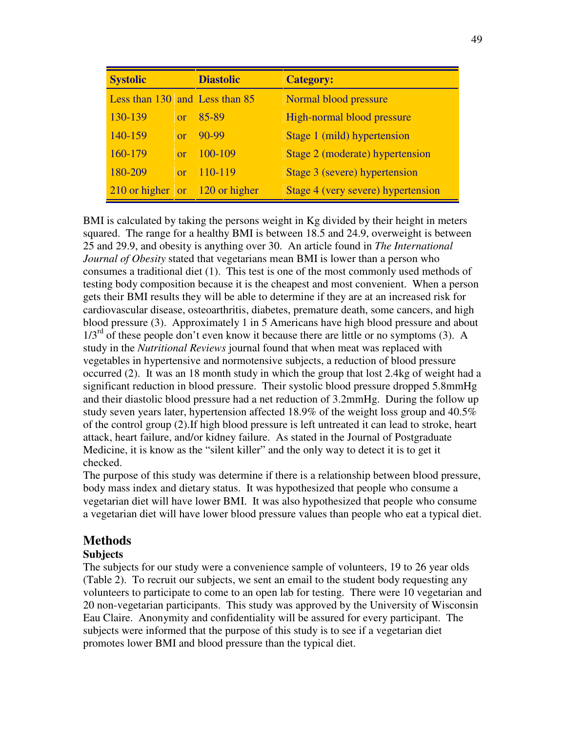| Systolic | | Diastolic | Category: |
|---|---|---|---|
| Less than 130 | and | Less than 85 | Normal blood pressure |
| 130-139 | or | 85-89 | High-normal blood pressure |
| 140-159 | or | 90-99 | Stage 1 (mild) hypertension |
| 160-179 | or | 100-109 | Stage 2 (moderate) hypertension |
| 180-209 | or | 110-119 | Stage 3 (severe) hypertension |
| 210 or higher | or | 120 or higher | Stage 4 (very severe) hypertension |

BMI is calculated by taking the persons weight in Kg divided by their height in meters squared. The range for a healthy BMI is between 18.5 and 24.9, overweight is between 25 and 29.9, and obesity is anything over 30. An article found in *The International Journal of Obesity* stated that vegetarians mean BMI is lower than a person who consumes a traditional diet (1). This test is one of the most commonly used methods of testing body composition because it is the cheapest and most convenient. When a person gets their BMI results they will be able to determine if they are at an increased risk for cardiovascular disease, osteoarthritis, diabetes, premature death, some cancers, and high blood pressure (3). Approximately 1 in 5 Americans have high blood pressure and about 1/3$^{rd}$ of these people don't even know it because there are little or no symptoms (3). A study in the *Nutritional Reviews* journal found that when meat was replaced with vegetables in hypertensive and normotensive subjects, a reduction of blood pressure occurred (2). It was an 18 month study in which the group that lost 2.4kg of weight had a significant reduction in blood pressure. Their systolic blood pressure dropped 5.8mmHg and their diastolic blood pressure had a net reduction of 3.2mmHg. During the follow up study seven years later, hypertension affected 18.9% of the weight loss group and 40.5% of the control group (2).If high blood pressure is left untreated it can lead to stroke, heart attack, heart failure, and/or kidney failure. As stated in the Journal of Postgraduate Medicine, it is know as the "silent killer" and the only way to detect it is to get it checked.

The purpose of this study was determine if there is a relationship between blood pressure, body mass index and dietary status. It was hypothesized that people who consume a vegetarian diet will have lower BMI. It was also hypothesized that people who consume a vegetarian diet will have lower blood pressure values than people who eat a typical diet.

## Methods

### Subjects

The subjects for our study were a convenience sample of volunteers, 19 to 26 year olds (Table 2). To recruit our subjects, we sent an email to the student body requesting any volunteers to participate to come to an open lab for testing. There were 10 vegetarian and 20 non-vegetarian participants. This study was approved by the University of Wisconsin Eau Claire. Anonymity and confidentiality will be assured for every participant. The subjects were informed that the purpose of this study is to see if a vegetarian diet promotes lower BMI and blood pressure than the typical diet.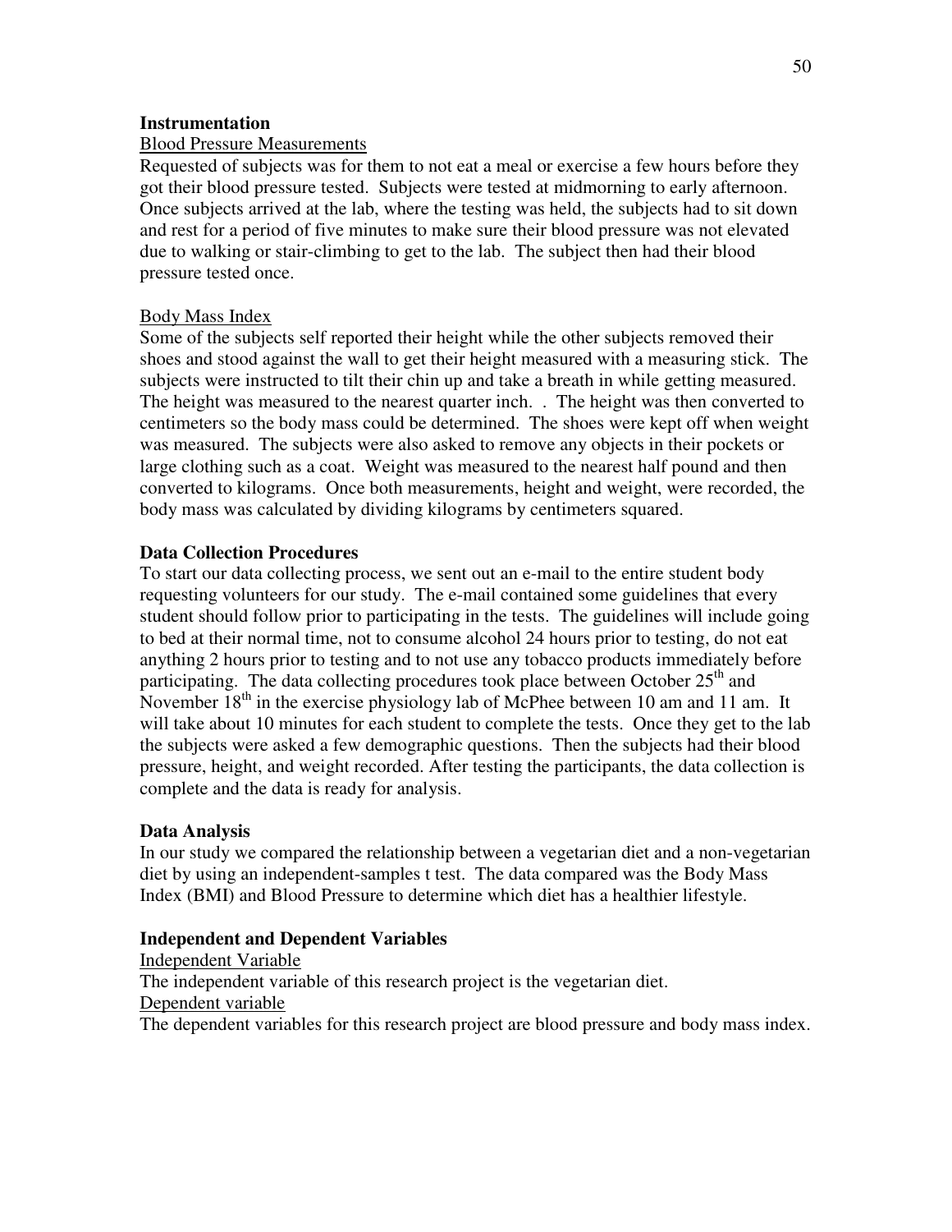### Instrumentation

Blood Pressure Measurements

Requested of subjects was for them to not eat a meal or exercise a few hours before they got their blood pressure tested. Subjects were tested at midmorning to early afternoon. Once subjects arrived at the lab, where the testing was held, the subjects had to sit down and rest for a period of five minutes to make sure their blood pressure was not elevated due to walking or stair-climbing to get to the lab. The subject then had their blood pressure tested once.

Body Mass Index

Some of the subjects self reported their height while the other subjects removed their shoes and stood against the wall to get their height measured with a measuring stick. The subjects were instructed to tilt their chin up and take a breath in while getting measured. The height was measured to the nearest quarter inch. . The height was then converted to centimeters so the body mass could be determined. The shoes were kept off when weight was measured. The subjects were also asked to remove any objects in their pockets or large clothing such as a coat. Weight was measured to the nearest half pound and then converted to kilograms. Once both measurements, height and weight, were recorded, the body mass was calculated by dividing kilograms by centimeters squared.

### Data Collection Procedures

To start our data collecting process, we sent out an e-mail to the entire student body requesting volunteers for our study. The e-mail contained some guidelines that every student should follow prior to participating in the tests. The guidelines will include going to bed at their normal time, not to consume alcohol 24 hours prior to testing, do not eat anything 2 hours prior to testing and to not use any tobacco products immediately before participating. The data collecting procedures took place between October 25$^{th}$ and November 18$^{th}$ in the exercise physiology lab of McPhee between 10 am and 11 am. It will take about 10 minutes for each student to complete the tests. Once they get to the lab the subjects were asked a few demographic questions. Then the subjects had their blood pressure, height, and weight recorded. After testing the participants, the data collection is complete and the data is ready for analysis.

### Data Analysis

In our study we compared the relationship between a vegetarian diet and a non-vegetarian diet by using an independent-samples t test. The data compared was the Body Mass Index (BMI) and Blood Pressure to determine which diet has a healthier lifestyle.

### Independent and Dependent Variables

Independent Variable

The independent variable of this research project is the vegetarian diet.

Dependent variable

The dependent variables for this research project are blood pressure and body mass index.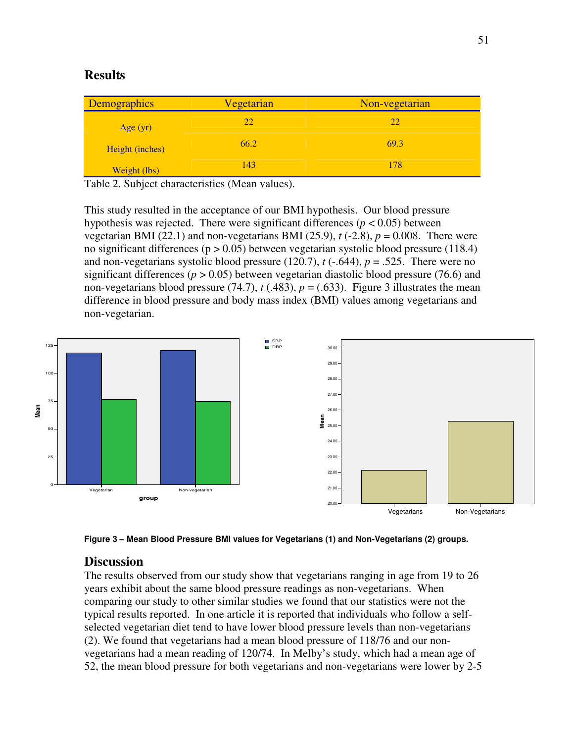## Results

| Demographics | Vegetarian | Non-vegetarian |
|---|---|---|
| Age (yr) | 22 | 22 |
| Height (inches) | 66.2 | 69.3 |
| Weight (lbs) | 143 | 178 |

Table 2. Subject characteristics (Mean values).

This study resulted in the acceptance of our BMI hypothesis. Our blood pressure hypothesis was rejected. There were significant differences ($p < 0.05$) between vegetarian BMI (22.1) and non-vegetarians BMI (25.9), $t$ (-2.8), $p = 0.008$. There were no significant differences ($p > 0.05$) between vegetarian systolic blood pressure (118.4) and non-vegetarians systolic blood pressure (120.7), $t$ (-.644), $p = .525$. There were no significant differences ($p > 0.05$) between vegetarian diastolic blood pressure (76.6) and non-vegetarians blood pressure (74.7), $t$ (.483), $p = (.633)$. Figure 3 illustrates the mean difference in blood pressure and body mass index (BMI) values among vegetarians and non-vegetarian.

**Figure 3 – Mean Blood Pressure BMI values for Vegetarians (1) and Non-Vegetarians (2) groups.**

## Discussion

The results observed from our study show that vegetarians ranging in age from 19 to 26 years exhibit about the same blood pressure readings as non-vegetarians. When comparing our study to other similar studies we found that our statistics were not the typical results reported. In one article it is reported that individuals who follow a self-selected vegetarian diet tend to have lower blood pressure levels than non-vegetarians (2). We found that vegetarians had a mean blood pressure of 118/76 and our non-vegetarians had a mean reading of 120/74. In Melby's study, which had a mean age of 52, the mean blood pressure for both vegetarians and non-vegetarians were lower by 2-5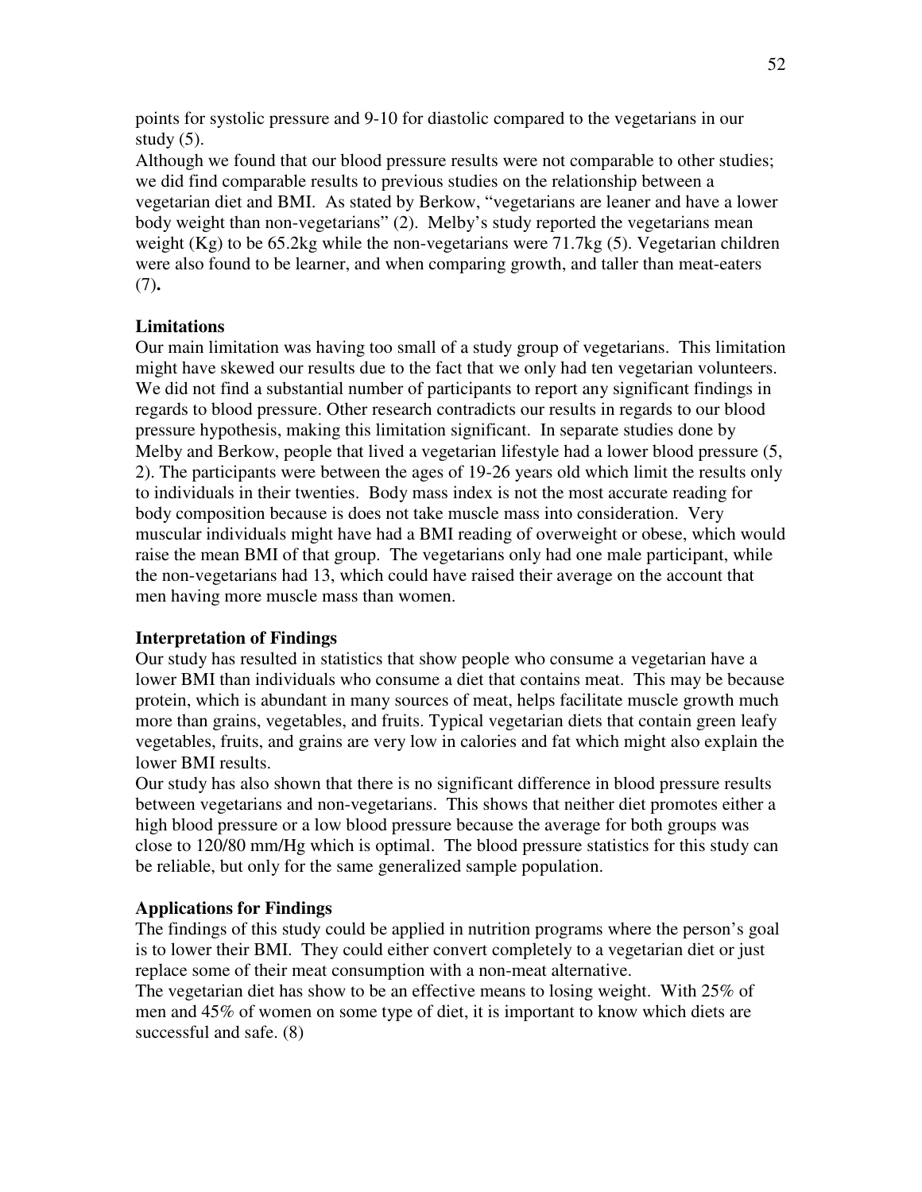points for systolic pressure and 9-10 for diastolic compared to the vegetarians in our study (5).

Although we found that our blood pressure results were not comparable to other studies; we did find comparable results to previous studies on the relationship between a vegetarian diet and BMI. As stated by Berkow, "vegetarians are leaner and have a lower body weight than non-vegetarians" (2). Melby's study reported the vegetarians mean weight (Kg) to be 65.2kg while the non-vegetarians were 71.7kg (5). Vegetarian children were also found to be learner, and when comparing growth, and taller than meat-eaters (7)**.**

### Limitations

Our main limitation was having too small of a study group of vegetarians. This limitation might have skewed our results due to the fact that we only had ten vegetarian volunteers. We did not find a substantial number of participants to report any significant findings in regards to blood pressure. Other research contradicts our results in regards to our blood pressure hypothesis, making this limitation significant. In separate studies done by Melby and Berkow, people that lived a vegetarian lifestyle had a lower blood pressure (5, 2). The participants were between the ages of 19-26 years old which limit the results only to individuals in their twenties. Body mass index is not the most accurate reading for body composition because is does not take muscle mass into consideration. Very muscular individuals might have had a BMI reading of overweight or obese, which would raise the mean BMI of that group. The vegetarians only had one male participant, while the non-vegetarians had 13, which could have raised their average on the account that men having more muscle mass than women.

### Interpretation of Findings

Our study has resulted in statistics that show people who consume a vegetarian have a lower BMI than individuals who consume a diet that contains meat. This may be because protein, which is abundant in many sources of meat, helps facilitate muscle growth much more than grains, vegetables, and fruits. Typical vegetarian diets that contain green leafy vegetables, fruits, and grains are very low in calories and fat which might also explain the lower BMI results.

Our study has also shown that there is no significant difference in blood pressure results between vegetarians and non-vegetarians. This shows that neither diet promotes either a high blood pressure or a low blood pressure because the average for both groups was close to 120/80 mm/Hg which is optimal. The blood pressure statistics for this study can be reliable, but only for the same generalized sample population.

### Applications for Findings

The findings of this study could be applied in nutrition programs where the person's goal is to lower their BMI. They could either convert completely to a vegetarian diet or just replace some of their meat consumption with a non-meat alternative.

The vegetarian diet has show to be an effective means to losing weight. With 25% of men and 45% of women on some type of diet, it is important to know which diets are successful and safe. (8)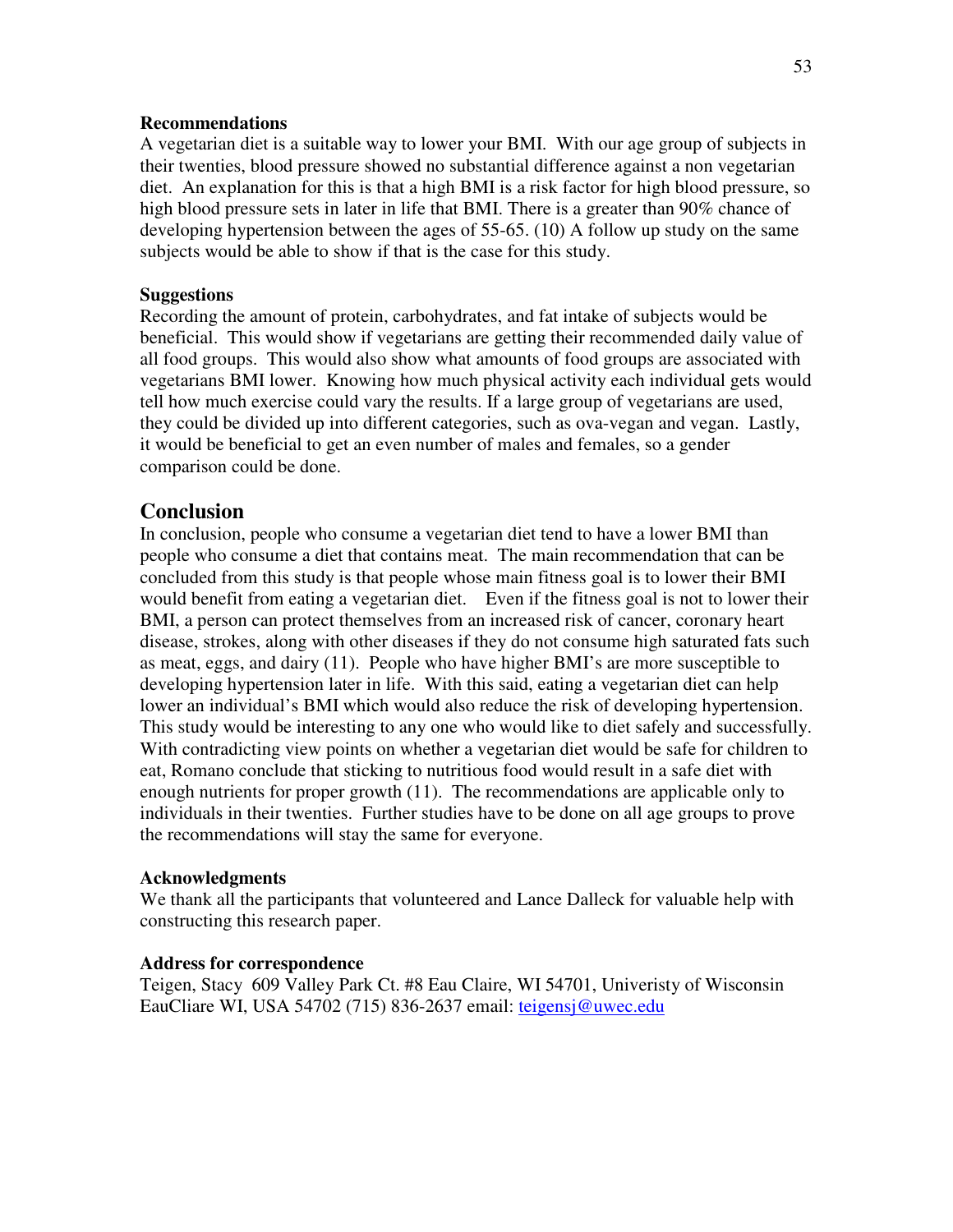**Recommendations**

A vegetarian diet is a suitable way to lower your BMI. With our age group of subjects in their twenties, blood pressure showed no substantial difference against a non vegetarian diet. An explanation for this is that a high BMI is a risk factor for high blood pressure, so high blood pressure sets in later in life that BMI. There is a greater than 90% chance of developing hypertension between the ages of 55-65. (10) A follow up study on the same subjects would be able to show if that is the case for this study.

**Suggestions**

Recording the amount of protein, carbohydrates, and fat intake of subjects would be beneficial. This would show if vegetarians are getting their recommended daily value of all food groups. This would also show what amounts of food groups are associated with vegetarians BMI lower. Knowing how much physical activity each individual gets would tell how much exercise could vary the results. If a large group of vegetarians are used, they could be divided up into different categories, such as ova-vegan and vegan. Lastly, it would be beneficial to get an even number of males and females, so a gender comparison could be done.

## Conclusion

In conclusion, people who consume a vegetarian diet tend to have a lower BMI than people who consume a diet that contains meat. The main recommendation that can be concluded from this study is that people whose main fitness goal is to lower their BMI would benefit from eating a vegetarian diet. Even if the fitness goal is not to lower their BMI, a person can protect themselves from an increased risk of cancer, coronary heart disease, strokes, along with other diseases if they do not consume high saturated fats such as meat, eggs, and dairy (11). People who have higher BMI's are more susceptible to developing hypertension later in life. With this said, eating a vegetarian diet can help lower an individual's BMI which would also reduce the risk of developing hypertension. This study would be interesting to any one who would like to diet safely and successfully. With contradicting view points on whether a vegetarian diet would be safe for children to eat, Romano conclude that sticking to nutritious food would result in a safe diet with enough nutrients for proper growth (11). The recommendations are applicable only to individuals in their twenties. Further studies have to be done on all age groups to prove the recommendations will stay the same for everyone.

**Acknowledgments**

We thank all the participants that volunteered and Lance Dalleck for valuable help with constructing this research paper.

**Address for correspondence**

Teigen, Stacy 609 Valley Park Ct. #8 Eau Claire, WI 54701, Univeristy of Wisconsin EauCliare WI, USA 54702 (715) 836-2637 email: teigensj@uwec.edu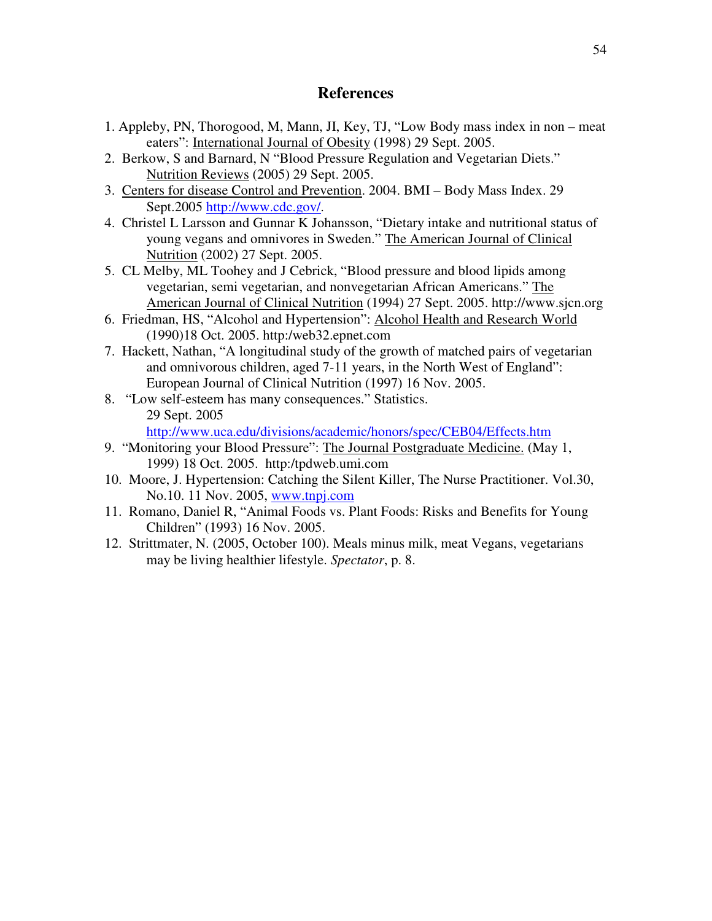# References

1. Appleby, PN, Thorogood, M, Mann, JI, Key, TJ, "Low Body mass index in non – meat eaters": International Journal of Obesity (1998) 29 Sept. 2005.
2. Berkow, S and Barnard, N "Blood Pressure Regulation and Vegetarian Diets." Nutrition Reviews (2005) 29 Sept. 2005.
3. Centers for disease Control and Prevention. 2004. BMI – Body Mass Index. 29 Sept.2005 http://www.cdc.gov/.
4. Christel L Larsson and Gunnar K Johansson, "Dietary intake and nutritional status of young vegans and omnivores in Sweden." The American Journal of Clinical Nutrition (2002) 27 Sept. 2005.
5. CL Melby, ML Toohey and J Cebrick, "Blood pressure and blood lipids among vegetarian, semi vegetarian, and nonvegetarian African Americans." The American Journal of Clinical Nutrition (1994) 27 Sept. 2005. http://www.sjcn.org
6. Friedman, HS, "Alcohol and Hypertension": Alcohol Health and Research World (1990)18 Oct. 2005. http:/web32.epnet.com
7. Hackett, Nathan, "A longitudinal study of the growth of matched pairs of vegetarian and omnivorous children, aged 7-11 years, in the North West of England": European Journal of Clinical Nutrition (1997) 16 Nov. 2005.
8. "Low self-esteem has many consequences." Statistics. 29 Sept. 2005 http://www.uca.edu/divisions/academic/honors/spec/CEB04/Effects.htm
9. "Monitoring your Blood Pressure": The Journal Postgraduate Medicine. (May 1, 1999) 18 Oct. 2005. http:/tpdweb.umi.com
10. Moore, J. Hypertension: Catching the Silent Killer, The Nurse Practitioner. Vol.30, No.10. 11 Nov. 2005, www.tnpj.com
11. Romano, Daniel R, "Animal Foods vs. Plant Foods: Risks and Benefits for Young Children" (1993) 16 Nov. 2005.
12. Strittmater, N. (2005, October 100). Meals minus milk, meat Vegans, vegetarians may be living healthier lifestyle. *Spectator*, p. 8.